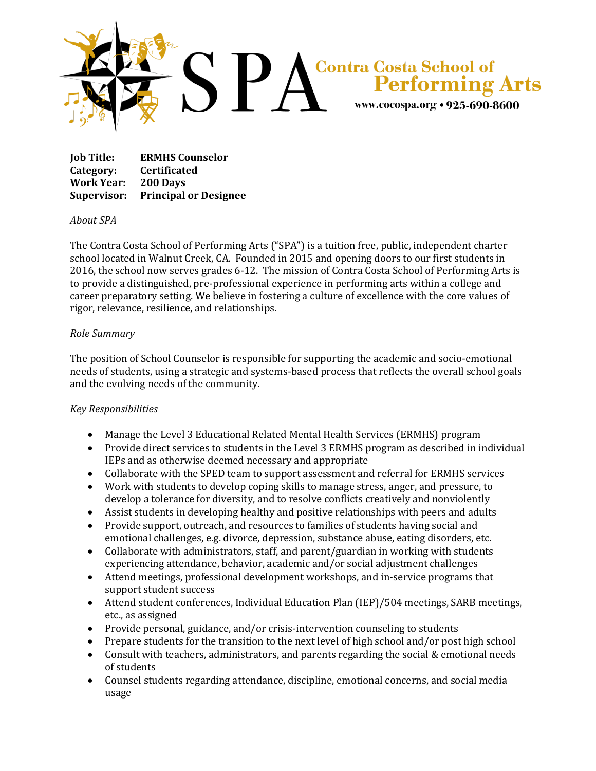# SPA Contra Costa School of Performing Arts

www.cocospa.org • 925-690-8600

**Job Title:** **ERMHS Counselor**
**Category:** **Certificated**
**Work Year:** **200 Days**
**Supervisor:** **Principal or Designee**

*About SPA*

The Contra Costa School of Performing Arts ("SPA") is a tuition free, public, independent charter school located in Walnut Creek, CA. Founded in 2015 and opening doors to our first students in 2016, the school now serves grades 6-12. The mission of Contra Costa School of Performing Arts is to provide a distinguished, pre-professional experience in performing arts within a college and career preparatory setting. We believe in fostering a culture of excellence with the core values of rigor, relevance, resilience, and relationships.

*Role Summary*

The position of School Counselor is responsible for supporting the academic and socio-emotional needs of students, using a strategic and systems-based process that reflects the overall school goals and the evolving needs of the community.

*Key Responsibilities*

- Manage the Level 3 Educational Related Mental Health Services (ERMHS) program
- Provide direct services to students in the Level 3 ERMHS program as described in individual IEPs and as otherwise deemed necessary and appropriate
- Collaborate with the SPED team to support assessment and referral for ERMHS services
- Work with students to develop coping skills to manage stress, anger, and pressure, to develop a tolerance for diversity, and to resolve conflicts creatively and nonviolently
- Assist students in developing healthy and positive relationships with peers and adults
- Provide support, outreach, and resources to families of students having social and emotional challenges, e.g. divorce, depression, substance abuse, eating disorders, etc.
- Collaborate with administrators, staff, and parent/guardian in working with students experiencing attendance, behavior, academic and/or social adjustment challenges
- Attend meetings, professional development workshops, and in-service programs that support student success
- Attend student conferences, Individual Education Plan (IEP)/504 meetings, SARB meetings, etc., as assigned
- Provide personal, guidance, and/or crisis-intervention counseling to students
- Prepare students for the transition to the next level of high school and/or post high school
- Consult with teachers, administrators, and parents regarding the social & emotional needs of students
- Counsel students regarding attendance, discipline, emotional concerns, and social media usage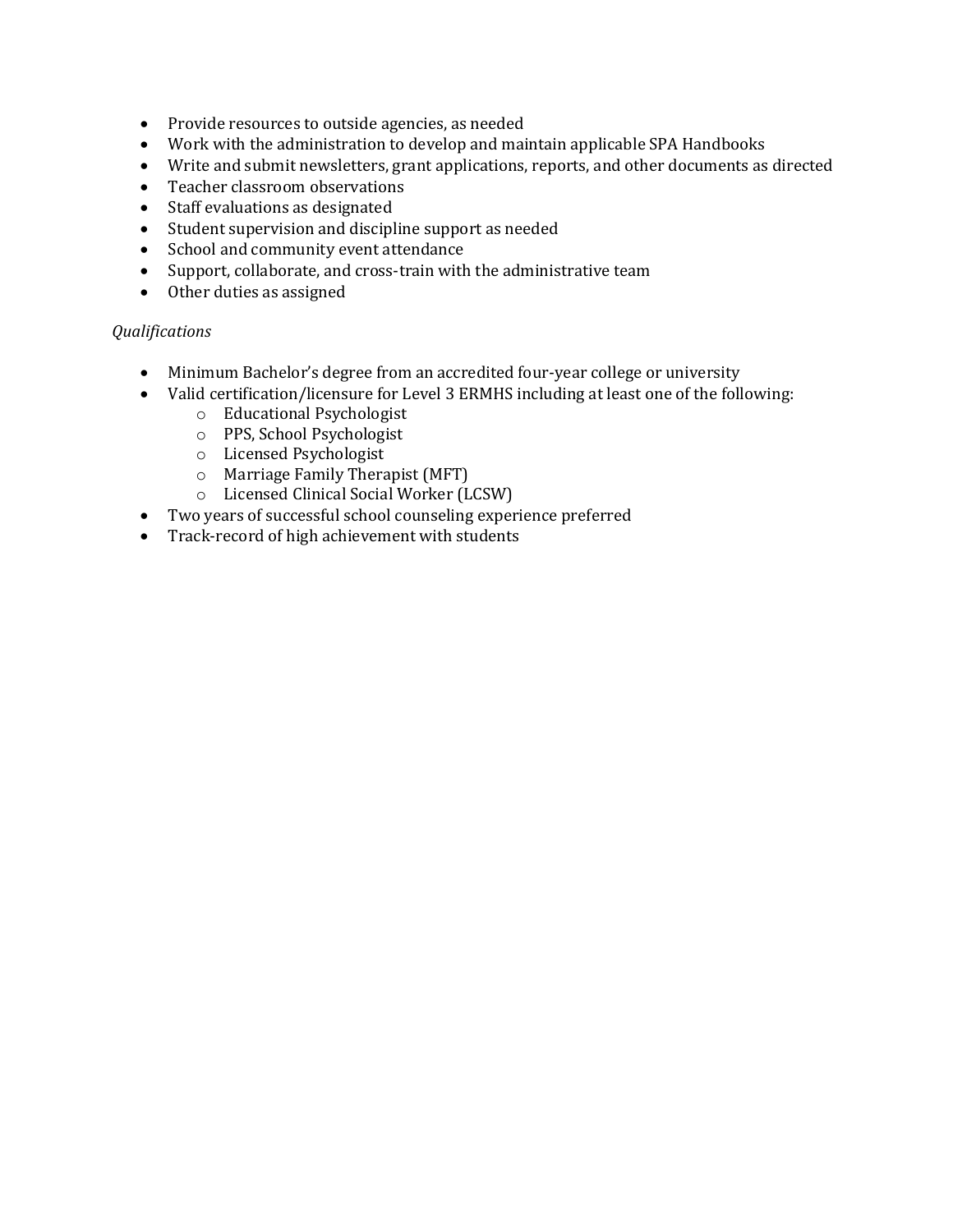- Provide resources to outside agencies, as needed
- Work with the administration to develop and maintain applicable SPA Handbooks
- Write and submit newsletters, grant applications, reports, and other documents as directed
- Teacher classroom observations
- Staff evaluations as designated
- Student supervision and discipline support as needed
- School and community event attendance
- Support, collaborate, and cross-train with the administrative team
- Other duties as assigned

*Qualifications*

- Minimum Bachelor's degree from an accredited four-year college or university
- Valid certification/licensure for Level 3 ERMHS including at least one of the following:
  - Educational Psychologist
  - PPS, School Psychologist
  - Licensed Psychologist
  - Marriage Family Therapist (MFT)
  - Licensed Clinical Social Worker (LCSW)
- Two years of successful school counseling experience preferred
- Track-record of high achievement with students